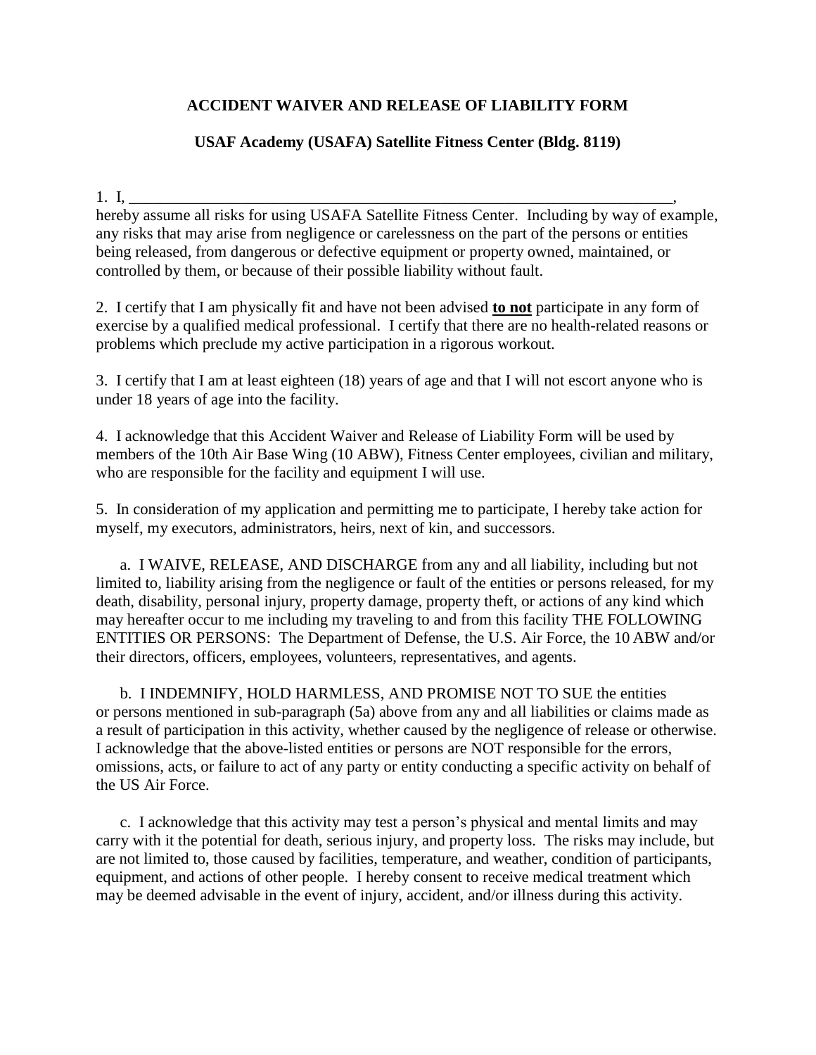# ACCIDENT WAIVER AND RELEASE OF LIABILITY FORM

## USAF Academy (USAFA) Satellite Fitness Center (Bldg. 8119)

1. I, ______________________________________________________________________, hereby assume all risks for using USAFA Satellite Fitness Center. Including by way of example, any risks that may arise from negligence or carelessness on the part of the persons or entities being released, from dangerous or defective equipment or property owned, maintained, or controlled by them, or because of their possible liability without fault.

2. I certify that I am physically fit and have not been advised **to not** participate in any form of exercise by a qualified medical professional. I certify that there are no health-related reasons or problems which preclude my active participation in a rigorous workout.

3. I certify that I am at least eighteen (18) years of age and that I will not escort anyone who is under 18 years of age into the facility.

4. I acknowledge that this Accident Waiver and Release of Liability Form will be used by members of the 10th Air Base Wing (10 ABW), Fitness Center employees, civilian and military, who are responsible for the facility and equipment I will use.

5. In consideration of my application and permitting me to participate, I hereby take action for myself, my executors, administrators, heirs, next of kin, and successors.

a. I WAIVE, RELEASE, AND DISCHARGE from any and all liability, including but not limited to, liability arising from the negligence or fault of the entities or persons released, for my death, disability, personal injury, property damage, property theft, or actions of any kind which may hereafter occur to me including my traveling to and from this facility THE FOLLOWING ENTITIES OR PERSONS: The Department of Defense, the U.S. Air Force, the 10 ABW and/or their directors, officers, employees, volunteers, representatives, and agents.

b. I INDEMNIFY, HOLD HARMLESS, AND PROMISE NOT TO SUE the entities or persons mentioned in sub-paragraph (5a) above from any and all liabilities or claims made as a result of participation in this activity, whether caused by the negligence of release or otherwise. I acknowledge that the above-listed entities or persons are NOT responsible for the errors, omissions, acts, or failure to act of any party or entity conducting a specific activity on behalf of the US Air Force.

c. I acknowledge that this activity may test a person's physical and mental limits and may carry with it the potential for death, serious injury, and property loss. The risks may include, but are not limited to, those caused by facilities, temperature, and weather, condition of participants, equipment, and actions of other people. I hereby consent to receive medical treatment which may be deemed advisable in the event of injury, accident, and/or illness during this activity.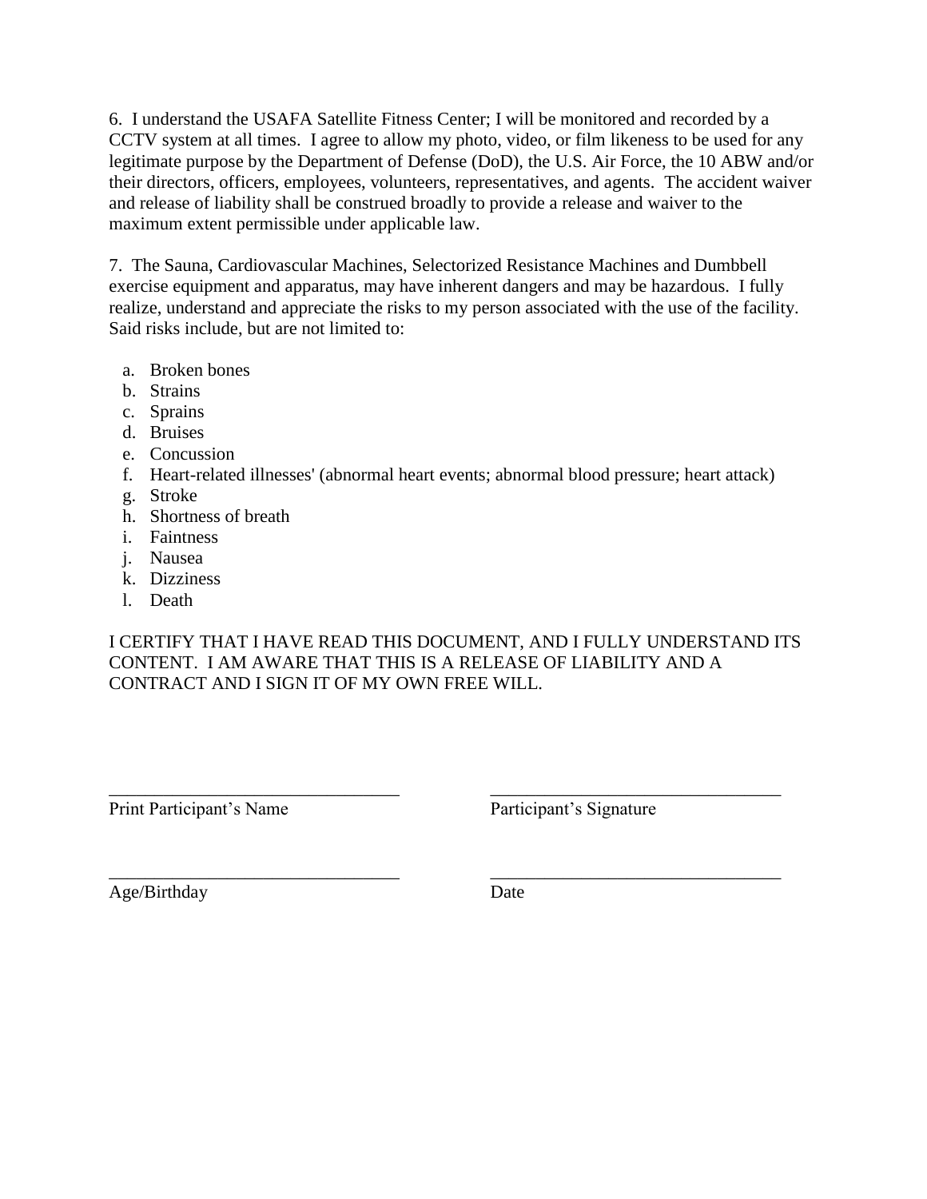6. I understand the USAFA Satellite Fitness Center; I will be monitored and recorded by a CCTV system at all times. I agree to allow my photo, video, or film likeness to be used for any legitimate purpose by the Department of Defense (DoD), the U.S. Air Force, the 10 ABW and/or their directors, officers, employees, volunteers, representatives, and agents. The accident waiver and release of liability shall be construed broadly to provide a release and waiver to the maximum extent permissible under applicable law.

7. The Sauna, Cardiovascular Machines, Selectorized Resistance Machines and Dumbbell exercise equipment and apparatus, may have inherent dangers and may be hazardous. I fully realize, understand and appreciate the risks to my person associated with the use of the facility. Said risks include, but are not limited to:

a. Broken bones
b. Strains
c. Sprains
d. Bruises
e. Concussion
f. Heart-related illnesses' (abnormal heart events; abnormal blood pressure; heart attack)
g. Stroke
h. Shortness of breath
i. Faintness
j. Nausea
k. Dizziness
l. Death

I CERTIFY THAT I HAVE READ THIS DOCUMENT, AND I FULLY UNDERSTAND ITS CONTENT. I AM AWARE THAT THIS IS A RELEASE OF LIABILITY AND A CONTRACT AND I SIGN IT OF MY OWN FREE WILL.

_________________________________ _________________________________
Print Participant's Name Participant's Signature

_________________________________ _________________________________
Age/Birthday Date